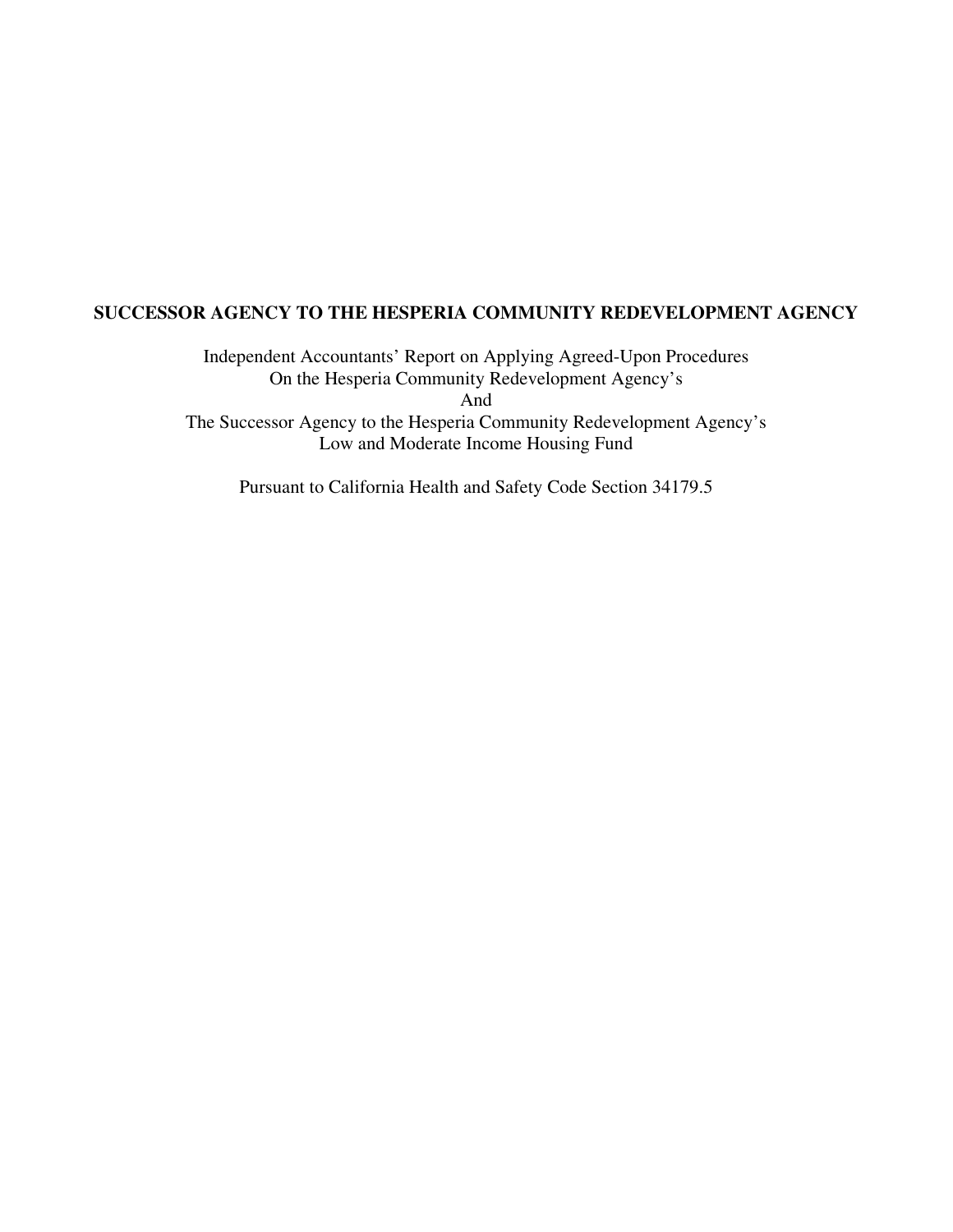# SUCCESSOR AGENCY TO THE HESPERIA COMMUNITY REDEVELOPMENT AGENCY

Independent Accountants' Report on Applying Agreed-Upon Procedures
On the Hesperia Community Redevelopment Agency's
And
The Successor Agency to the Hesperia Community Redevelopment Agency's
Low and Moderate Income Housing Fund

Pursuant to California Health and Safety Code Section 34179.5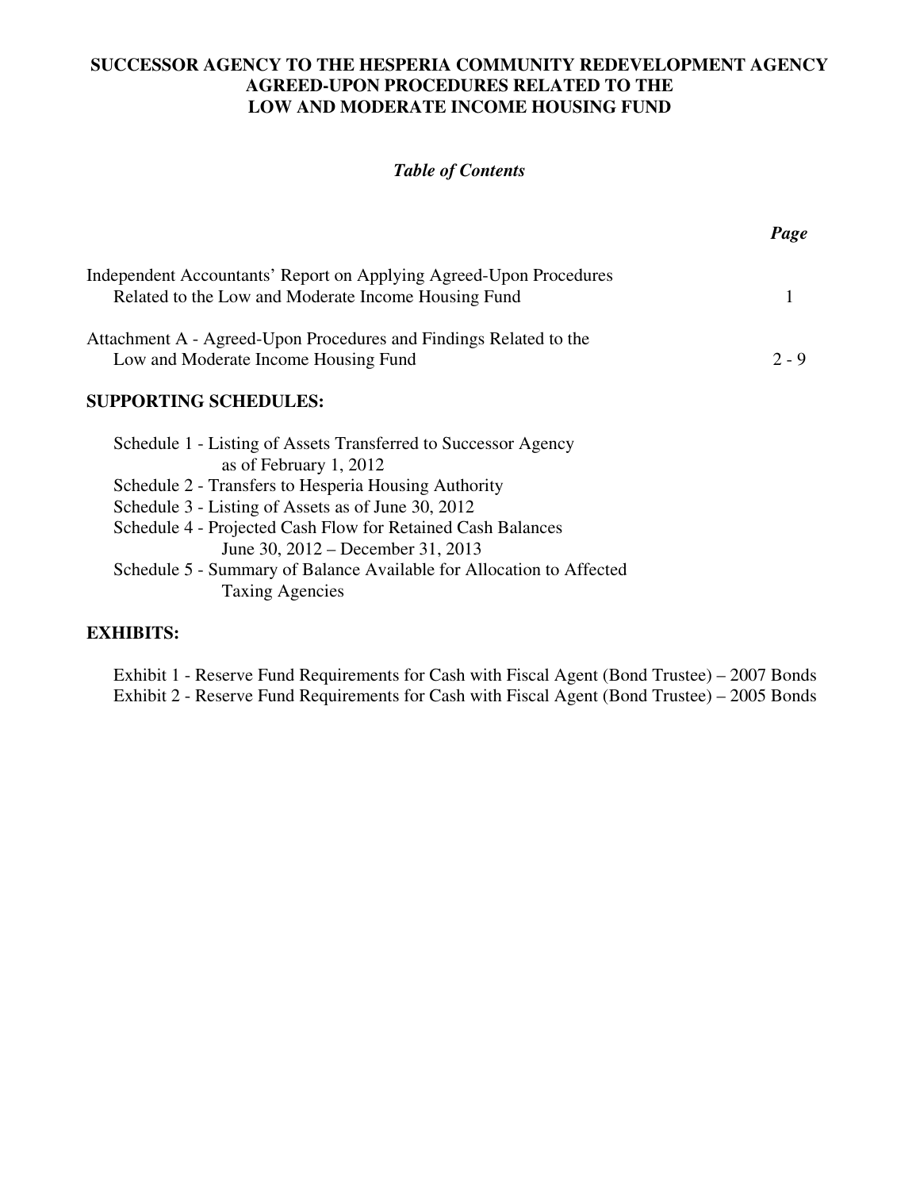# SUCCESSOR AGENCY TO THE HESPERIA COMMUNITY REDEVELOPMENT AGENCY
# AGREED-UPON PROCEDURES RELATED TO THE
# LOW AND MODERATE INCOME HOUSING FUND

## *Table of Contents*

| | *Page* |
|---|---|
| Independent Accountants' Report on Applying Agreed-Upon Procedures Related to the Low and Moderate Income Housing Fund | 1 |
| Attachment A - Agreed-Upon Procedures and Findings Related to the Low and Moderate Income Housing Fund | 2 - 9 |

**SUPPORTING SCHEDULES:**

- Schedule 1 - Listing of Assets Transferred to Successor Agency as of February 1, 2012
- Schedule 2 - Transfers to Hesperia Housing Authority
- Schedule 3 - Listing of Assets as of June 30, 2012
- Schedule 4 - Projected Cash Flow for Retained Cash Balances June 30, 2012 – December 31, 2013
- Schedule 5 - Summary of Balance Available for Allocation to Affected Taxing Agencies

**EXHIBITS:**

- Exhibit 1 - Reserve Fund Requirements for Cash with Fiscal Agent (Bond Trustee) – 2007 Bonds
- Exhibit 2 - Reserve Fund Requirements for Cash with Fiscal Agent (Bond Trustee) – 2005 Bonds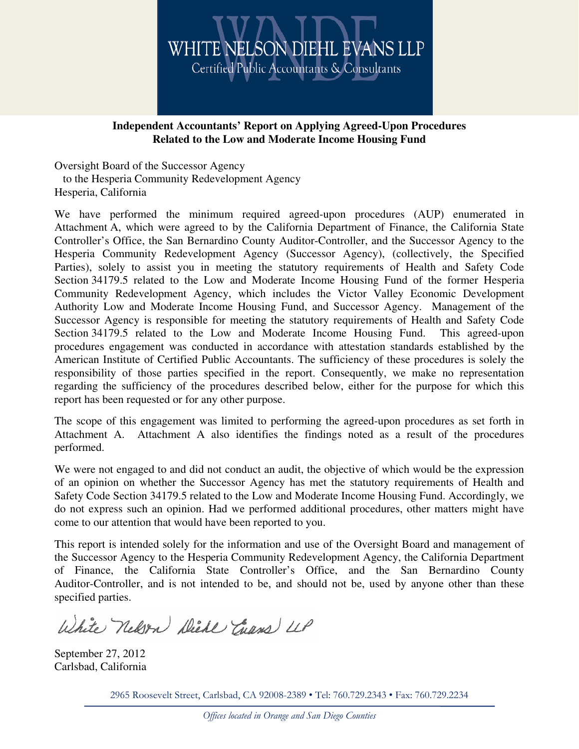WHITE NELSON DIEHL EVANS LLP
Certified Public Accountants & Consultants

**Independent Accountants' Report on Applying Agreed-Upon Procedures Related to the Low and Moderate Income Housing Fund**

Oversight Board of the Successor Agency
to the Hesperia Community Redevelopment Agency
Hesperia, California

We have performed the minimum required agreed-upon procedures (AUP) enumerated in Attachment A, which were agreed to by the California Department of Finance, the California State Controller's Office, the San Bernardino County Auditor-Controller, and the Successor Agency to the Hesperia Community Redevelopment Agency (Successor Agency), (collectively, the Specified Parties), solely to assist you in meeting the statutory requirements of Health and Safety Code Section 34179.5 related to the Low and Moderate Income Housing Fund of the former Hesperia Community Redevelopment Agency, which includes the Victor Valley Economic Development Authority Low and Moderate Income Housing Fund, and Successor Agency. Management of the Successor Agency is responsible for meeting the statutory requirements of Health and Safety Code Section 34179.5 related to the Low and Moderate Income Housing Fund. This agreed-upon procedures engagement was conducted in accordance with attestation standards established by the American Institute of Certified Public Accountants. The sufficiency of these procedures is solely the responsibility of those parties specified in the report. Consequently, we make no representation regarding the sufficiency of the procedures described below, either for the purpose for which this report has been requested or for any other purpose.

The scope of this engagement was limited to performing the agreed-upon procedures as set forth in Attachment A. Attachment A also identifies the findings noted as a result of the procedures performed.

We were not engaged to and did not conduct an audit, the objective of which would be the expression of an opinion on whether the Successor Agency has met the statutory requirements of Health and Safety Code Section 34179.5 related to the Low and Moderate Income Housing Fund. Accordingly, we do not express such an opinion. Had we performed additional procedures, other matters might have come to our attention that would have been reported to you.

This report is intended solely for the information and use of the Oversight Board and management of the Successor Agency to the Hesperia Community Redevelopment Agency, the California Department of Finance, the California State Controller's Office, and the San Bernardino County Auditor-Controller, and is not intended to be, and should not be, used by anyone other than these specified parties.

*White Nelson Diehl Evans LLP*

September 27, 2012
Carlsbad, California

2965 Roosevelt Street, Carlsbad, CA 92008-2389 • Tel: 760.729.2343 • Fax: 760.729.2234

*Offices located in Orange and San Diego Counties*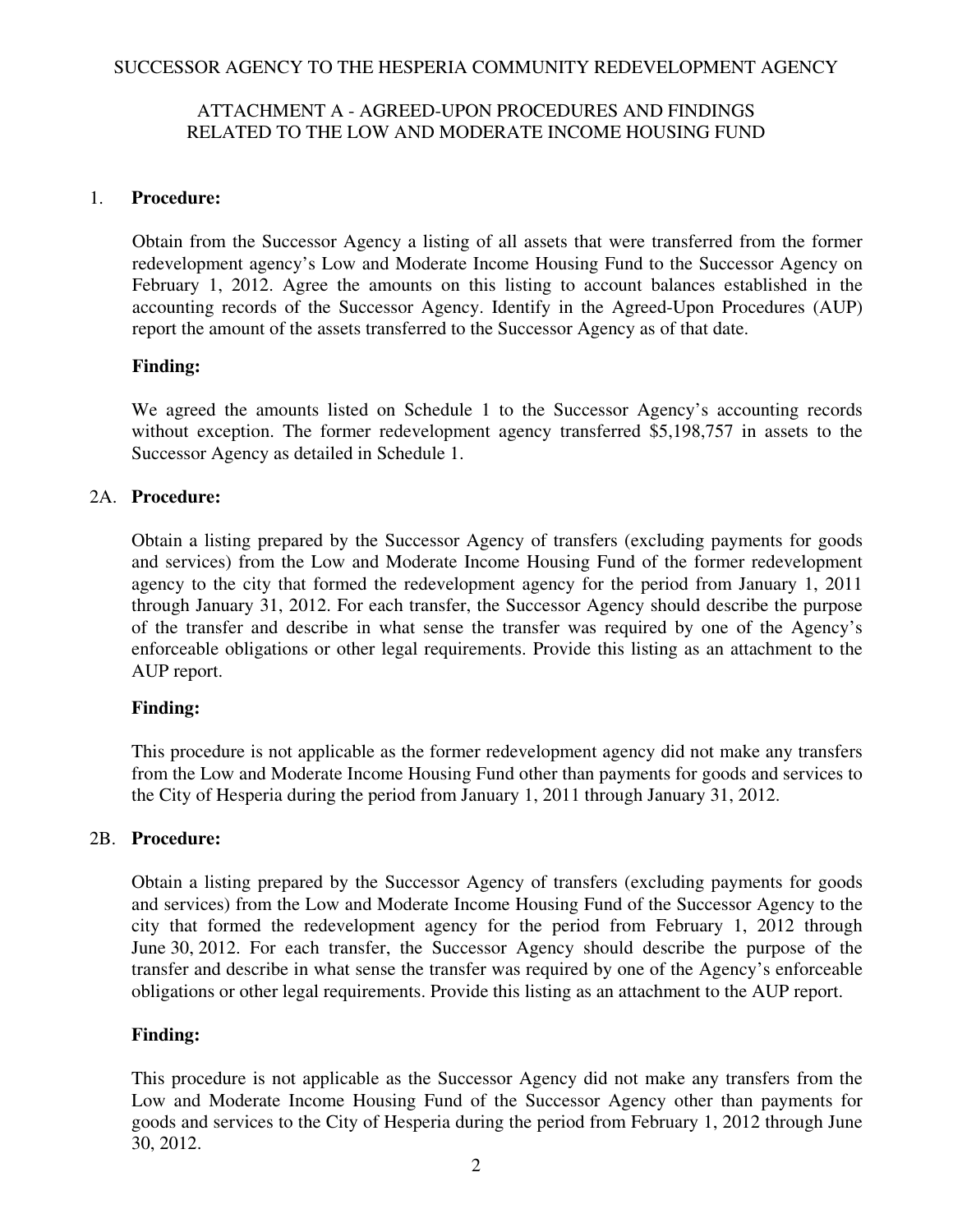SUCCESSOR AGENCY TO THE HESPERIA COMMUNITY REDEVELOPMENT AGENCY

ATTACHMENT A - AGREED-UPON PROCEDURES AND FINDINGS RELATED TO THE LOW AND MODERATE INCOME HOUSING FUND

1. **Procedure:**

   Obtain from the Successor Agency a listing of all assets that were transferred from the former redevelopment agency's Low and Moderate Income Housing Fund to the Successor Agency on February 1, 2012. Agree the amounts on this listing to account balances established in the accounting records of the Successor Agency. Identify in the Agreed-Upon Procedures (AUP) report the amount of the assets transferred to the Successor Agency as of that date.

   **Finding:**

   We agreed the amounts listed on Schedule 1 to the Successor Agency's accounting records without exception. The former redevelopment agency transferred $5,198,757 in assets to the Successor Agency as detailed in Schedule 1.

2A. **Procedure:**

   Obtain a listing prepared by the Successor Agency of transfers (excluding payments for goods and services) from the Low and Moderate Income Housing Fund of the former redevelopment agency to the city that formed the redevelopment agency for the period from January 1, 2011 through January 31, 2012. For each transfer, the Successor Agency should describe the purpose of the transfer and describe in what sense the transfer was required by one of the Agency's enforceable obligations or other legal requirements. Provide this listing as an attachment to the AUP report.

   **Finding:**

   This procedure is not applicable as the former redevelopment agency did not make any transfers from the Low and Moderate Income Housing Fund other than payments for goods and services to the City of Hesperia during the period from January 1, 2011 through January 31, 2012.

2B. **Procedure:**

   Obtain a listing prepared by the Successor Agency of transfers (excluding payments for goods and services) from the Low and Moderate Income Housing Fund of the Successor Agency to the city that formed the redevelopment agency for the period from February 1, 2012 through June 30, 2012. For each transfer, the Successor Agency should describe the purpose of the transfer and describe in what sense the transfer was required by one of the Agency's enforceable obligations or other legal requirements. Provide this listing as an attachment to the AUP report.

   **Finding:**

   This procedure is not applicable as the Successor Agency did not make any transfers from the Low and Moderate Income Housing Fund of the Successor Agency other than payments for goods and services to the City of Hesperia during the period from February 1, 2012 through June 30, 2012.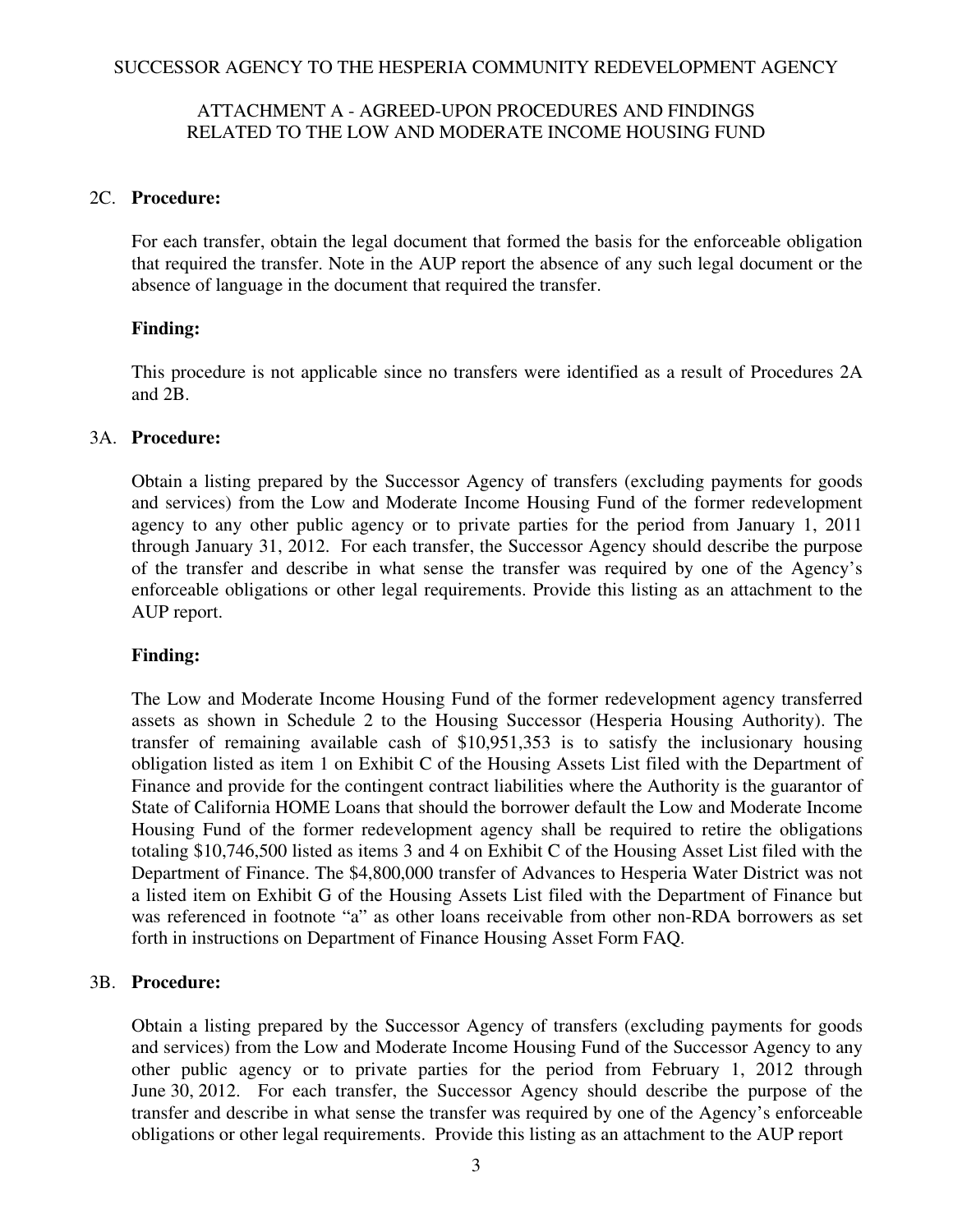SUCCESSOR AGENCY TO THE HESPERIA COMMUNITY REDEVELOPMENT AGENCY

ATTACHMENT A - AGREED-UPON PROCEDURES AND FINDINGS RELATED TO THE LOW AND MODERATE INCOME HOUSING FUND

2C. **Procedure:**

For each transfer, obtain the legal document that formed the basis for the enforceable obligation that required the transfer. Note in the AUP report the absence of any such legal document or the absence of language in the document that required the transfer.

**Finding:**

This procedure is not applicable since no transfers were identified as a result of Procedures 2A and 2B.

3A. **Procedure:**

Obtain a listing prepared by the Successor Agency of transfers (excluding payments for goods and services) from the Low and Moderate Income Housing Fund of the former redevelopment agency to any other public agency or to private parties for the period from January 1, 2011 through January 31, 2012. For each transfer, the Successor Agency should describe the purpose of the transfer and describe in what sense the transfer was required by one of the Agency's enforceable obligations or other legal requirements. Provide this listing as an attachment to the AUP report.

**Finding:**

The Low and Moderate Income Housing Fund of the former redevelopment agency transferred assets as shown in Schedule 2 to the Housing Successor (Hesperia Housing Authority). The transfer of remaining available cash of $10,951,353 is to satisfy the inclusionary housing obligation listed as item 1 on Exhibit C of the Housing Assets List filed with the Department of Finance and provide for the contingent contract liabilities where the Authority is the guarantor of State of California HOME Loans that should the borrower default the Low and Moderate Income Housing Fund of the former redevelopment agency shall be required to retire the obligations totaling $10,746,500 listed as items 3 and 4 on Exhibit C of the Housing Asset List filed with the Department of Finance. The $4,800,000 transfer of Advances to Hesperia Water District was not a listed item on Exhibit G of the Housing Assets List filed with the Department of Finance but was referenced in footnote "a" as other loans receivable from other non-RDA borrowers as set forth in instructions on Department of Finance Housing Asset Form FAQ.

3B. **Procedure:**

Obtain a listing prepared by the Successor Agency of transfers (excluding payments for goods and services) from the Low and Moderate Income Housing Fund of the Successor Agency to any other public agency or to private parties for the period from February 1, 2012 through June 30, 2012. For each transfer, the Successor Agency should describe the purpose of the transfer and describe in what sense the transfer was required by one of the Agency's enforceable obligations or other legal requirements. Provide this listing as an attachment to the AUP report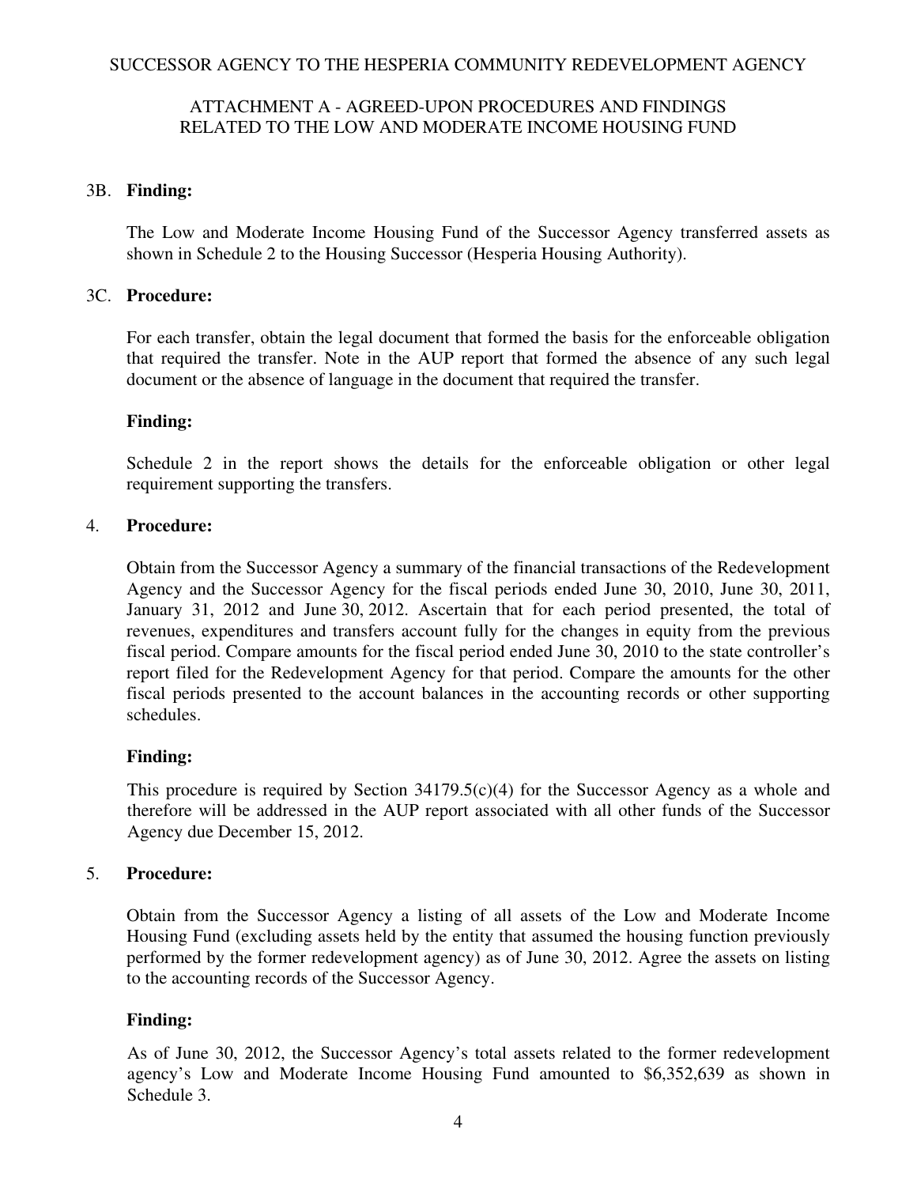SUCCESSOR AGENCY TO THE HESPERIA COMMUNITY REDEVELOPMENT AGENCY

ATTACHMENT A - AGREED-UPON PROCEDURES AND FINDINGS RELATED TO THE LOW AND MODERATE INCOME HOUSING FUND

3B. **Finding:**

The Low and Moderate Income Housing Fund of the Successor Agency transferred assets as shown in Schedule 2 to the Housing Successor (Hesperia Housing Authority).

3C. **Procedure:**

For each transfer, obtain the legal document that formed the basis for the enforceable obligation that required the transfer. Note in the AUP report that formed the absence of any such legal document or the absence of language in the document that required the transfer.

**Finding:**

Schedule 2 in the report shows the details for the enforceable obligation or other legal requirement supporting the transfers.

4. **Procedure:**

Obtain from the Successor Agency a summary of the financial transactions of the Redevelopment Agency and the Successor Agency for the fiscal periods ended June 30, 2010, June 30, 2011, January 31, 2012 and June 30, 2012. Ascertain that for each period presented, the total of revenues, expenditures and transfers account fully for the changes in equity from the previous fiscal period. Compare amounts for the fiscal period ended June 30, 2010 to the state controller's report filed for the Redevelopment Agency for that period. Compare the amounts for the other fiscal periods presented to the account balances in the accounting records or other supporting schedules.

**Finding:**

This procedure is required by Section 34179.5(c)(4) for the Successor Agency as a whole and therefore will be addressed in the AUP report associated with all other funds of the Successor Agency due December 15, 2012.

5. **Procedure:**

Obtain from the Successor Agency a listing of all assets of the Low and Moderate Income Housing Fund (excluding assets held by the entity that assumed the housing function previously performed by the former redevelopment agency) as of June 30, 2012. Agree the assets on listing to the accounting records of the Successor Agency.

**Finding:**

As of June 30, 2012, the Successor Agency's total assets related to the former redevelopment agency's Low and Moderate Income Housing Fund amounted to $6,352,639 as shown in Schedule 3.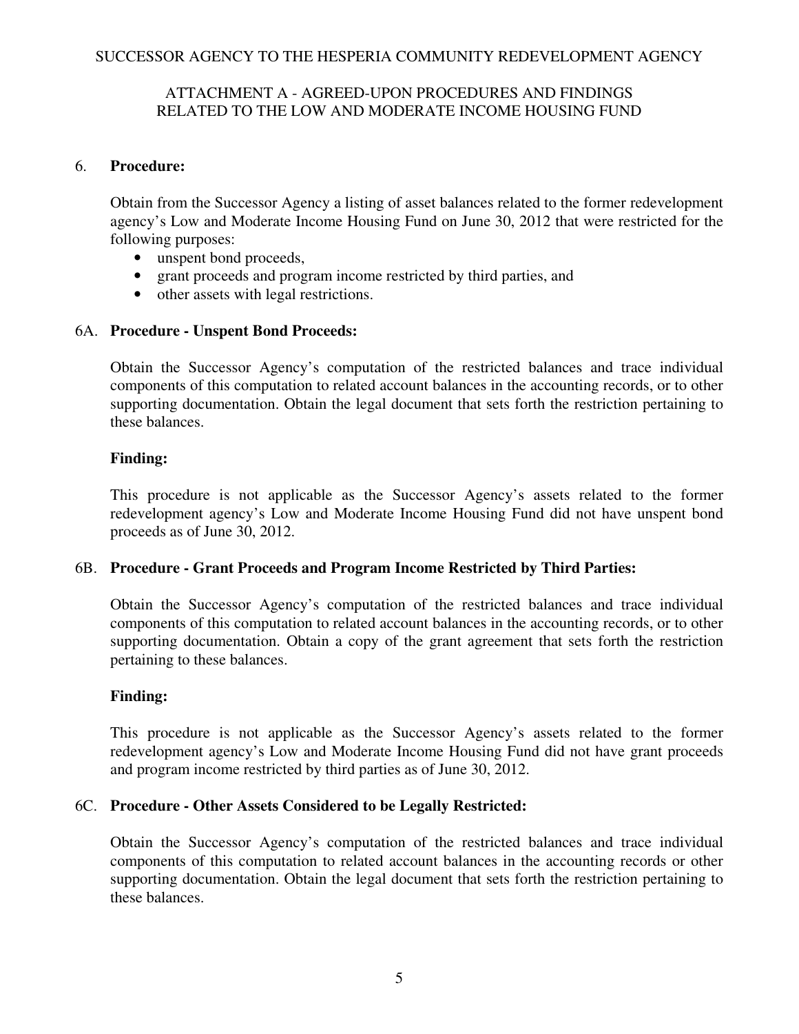SUCCESSOR AGENCY TO THE HESPERIA COMMUNITY REDEVELOPMENT AGENCY

ATTACHMENT A - AGREED-UPON PROCEDURES AND FINDINGS RELATED TO THE LOW AND MODERATE INCOME HOUSING FUND

6. **Procedure:**

Obtain from the Successor Agency a listing of asset balances related to the former redevelopment agency's Low and Moderate Income Housing Fund on June 30, 2012 that were restricted for the following purposes:

- unspent bond proceeds,
- grant proceeds and program income restricted by third parties, and
- other assets with legal restrictions.

6A. **Procedure - Unspent Bond Proceeds:**

Obtain the Successor Agency's computation of the restricted balances and trace individual components of this computation to related account balances in the accounting records, or to other supporting documentation. Obtain the legal document that sets forth the restriction pertaining to these balances.

**Finding:**

This procedure is not applicable as the Successor Agency's assets related to the former redevelopment agency's Low and Moderate Income Housing Fund did not have unspent bond proceeds as of June 30, 2012.

6B. **Procedure - Grant Proceeds and Program Income Restricted by Third Parties:**

Obtain the Successor Agency's computation of the restricted balances and trace individual components of this computation to related account balances in the accounting records, or to other supporting documentation. Obtain a copy of the grant agreement that sets forth the restriction pertaining to these balances.

**Finding:**

This procedure is not applicable as the Successor Agency's assets related to the former redevelopment agency's Low and Moderate Income Housing Fund did not have grant proceeds and program income restricted by third parties as of June 30, 2012.

6C. **Procedure - Other Assets Considered to be Legally Restricted:**

Obtain the Successor Agency's computation of the restricted balances and trace individual components of this computation to related account balances in the accounting records or other supporting documentation. Obtain the legal document that sets forth the restriction pertaining to these balances.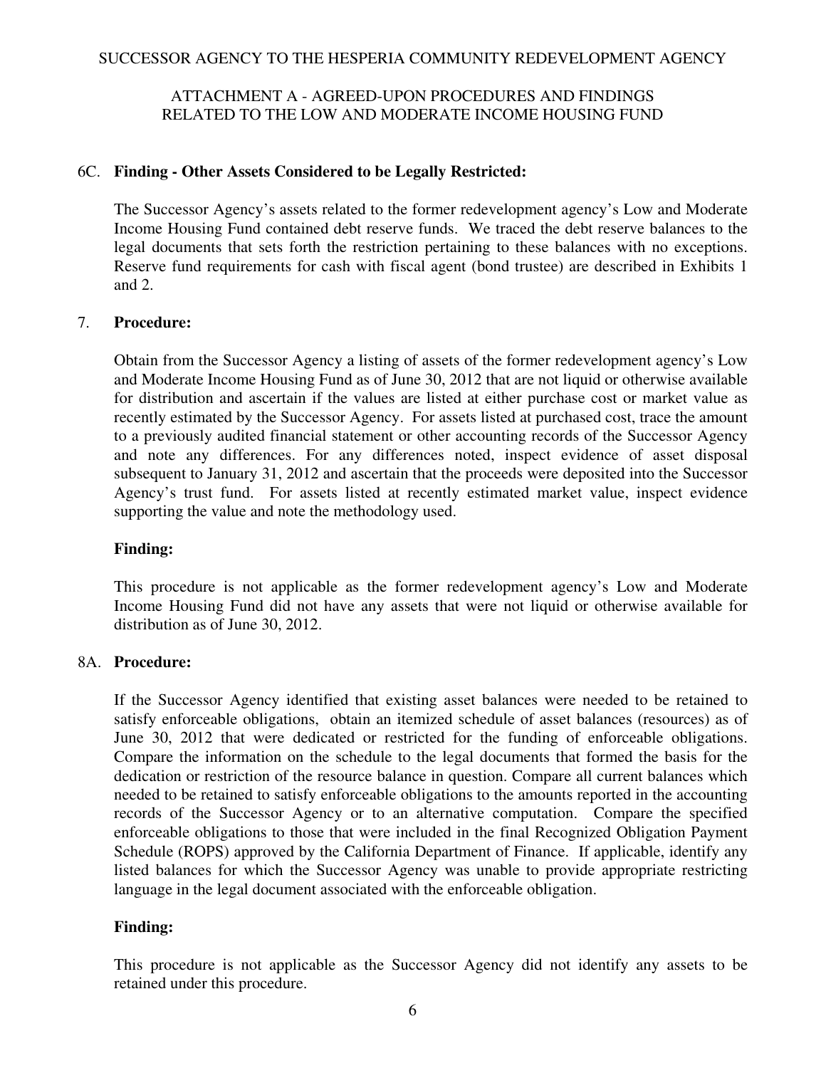6C. **Finding - Other Assets Considered to be Legally Restricted:**

The Successor Agency's assets related to the former redevelopment agency's Low and Moderate Income Housing Fund contained debt reserve funds. We traced the debt reserve balances to the legal documents that sets forth the restriction pertaining to these balances with no exceptions. Reserve fund requirements for cash with fiscal agent (bond trustee) are described in Exhibits 1 and 2.

7. **Procedure:**

Obtain from the Successor Agency a listing of assets of the former redevelopment agency's Low and Moderate Income Housing Fund as of June 30, 2012 that are not liquid or otherwise available for distribution and ascertain if the values are listed at either purchase cost or market value as recently estimated by the Successor Agency. For assets listed at purchased cost, trace the amount to a previously audited financial statement or other accounting records of the Successor Agency and note any differences. For any differences noted, inspect evidence of asset disposal subsequent to January 31, 2012 and ascertain that the proceeds were deposited into the Successor Agency's trust fund. For assets listed at recently estimated market value, inspect evidence supporting the value and note the methodology used.

**Finding:**

This procedure is not applicable as the former redevelopment agency's Low and Moderate Income Housing Fund did not have any assets that were not liquid or otherwise available for distribution as of June 30, 2012.

8A. **Procedure:**

If the Successor Agency identified that existing asset balances were needed to be retained to satisfy enforceable obligations, obtain an itemized schedule of asset balances (resources) as of June 30, 2012 that were dedicated or restricted for the funding of enforceable obligations. Compare the information on the schedule to the legal documents that formed the basis for the dedication or restriction of the resource balance in question. Compare all current balances which needed to be retained to satisfy enforceable obligations to the amounts reported in the accounting records of the Successor Agency or to an alternative computation. Compare the specified enforceable obligations to those that were included in the final Recognized Obligation Payment Schedule (ROPS) approved by the California Department of Finance. If applicable, identify any listed balances for which the Successor Agency was unable to provide appropriate restricting language in the legal document associated with the enforceable obligation.

**Finding:**

This procedure is not applicable as the Successor Agency did not identify any assets to be retained under this procedure.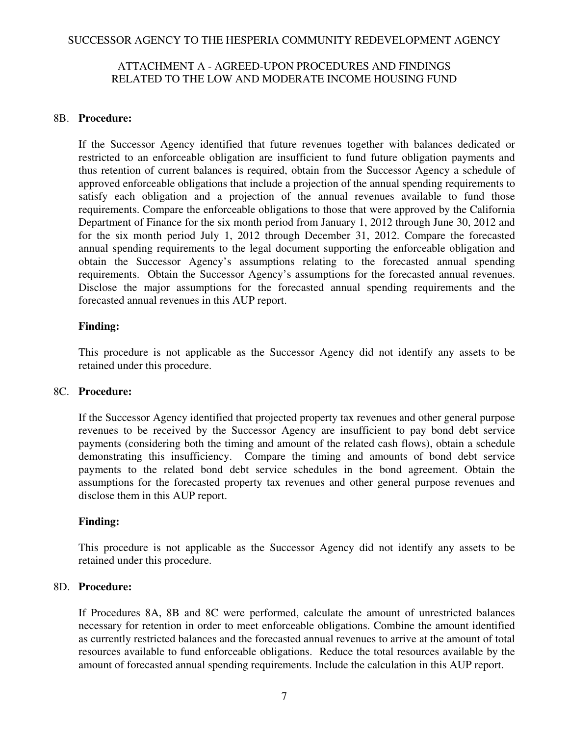8B. **Procedure:**

If the Successor Agency identified that future revenues together with balances dedicated or restricted to an enforceable obligation are insufficient to fund future obligation payments and thus retention of current balances is required, obtain from the Successor Agency a schedule of approved enforceable obligations that include a projection of the annual spending requirements to satisfy each obligation and a projection of the annual revenues available to fund those requirements. Compare the enforceable obligations to those that were approved by the California Department of Finance for the six month period from January 1, 2012 through June 30, 2012 and for the six month period July 1, 2012 through December 31, 2012. Compare the forecasted annual spending requirements to the legal document supporting the enforceable obligation and obtain the Successor Agency's assumptions relating to the forecasted annual spending requirements. Obtain the Successor Agency's assumptions for the forecasted annual revenues. Disclose the major assumptions for the forecasted annual spending requirements and the forecasted annual revenues in this AUP report.

**Finding:**

This procedure is not applicable as the Successor Agency did not identify any assets to be retained under this procedure.

8C. **Procedure:**

If the Successor Agency identified that projected property tax revenues and other general purpose revenues to be received by the Successor Agency are insufficient to pay bond debt service payments (considering both the timing and amount of the related cash flows), obtain a schedule demonstrating this insufficiency. Compare the timing and amounts of bond debt service payments to the related bond debt service schedules in the bond agreement. Obtain the assumptions for the forecasted property tax revenues and other general purpose revenues and disclose them in this AUP report.

**Finding:**

This procedure is not applicable as the Successor Agency did not identify any assets to be retained under this procedure.

8D. **Procedure:**

If Procedures 8A, 8B and 8C were performed, calculate the amount of unrestricted balances necessary for retention in order to meet enforceable obligations. Combine the amount identified as currently restricted balances and the forecasted annual revenues to arrive at the amount of total resources available to fund enforceable obligations. Reduce the total resources available by the amount of forecasted annual spending requirements. Include the calculation in this AUP report.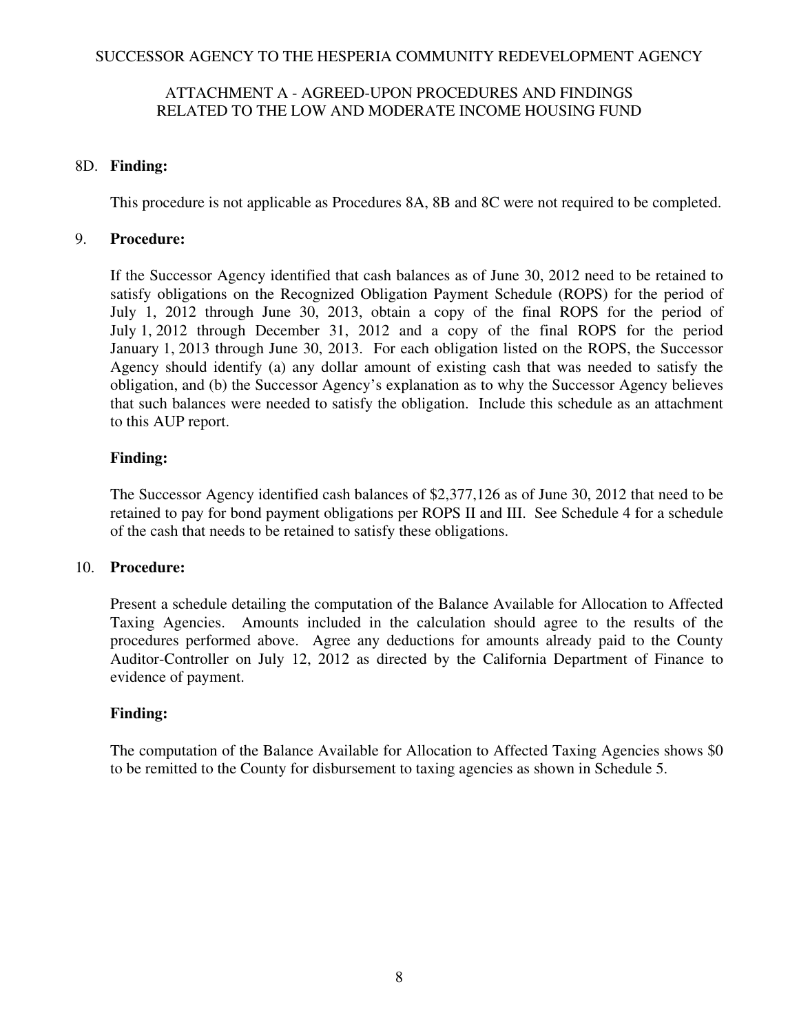SUCCESSOR AGENCY TO THE HESPERIA COMMUNITY REDEVELOPMENT AGENCY

ATTACHMENT A - AGREED-UPON PROCEDURES AND FINDINGS RELATED TO THE LOW AND MODERATE INCOME HOUSING FUND

8D. **Finding:**

This procedure is not applicable as Procedures 8A, 8B and 8C were not required to be completed.

9. **Procedure:**

If the Successor Agency identified that cash balances as of June 30, 2012 need to be retained to satisfy obligations on the Recognized Obligation Payment Schedule (ROPS) for the period of July 1, 2012 through June 30, 2013, obtain a copy of the final ROPS for the period of July 1, 2012 through December 31, 2012 and a copy of the final ROPS for the period January 1, 2013 through June 30, 2013. For each obligation listed on the ROPS, the Successor Agency should identify (a) any dollar amount of existing cash that was needed to satisfy the obligation, and (b) the Successor Agency's explanation as to why the Successor Agency believes that such balances were needed to satisfy the obligation. Include this schedule as an attachment to this AUP report.

**Finding:**

The Successor Agency identified cash balances of $2,377,126 as of June 30, 2012 that need to be retained to pay for bond payment obligations per ROPS II and III. See Schedule 4 for a schedule of the cash that needs to be retained to satisfy these obligations.

10. **Procedure:**

Present a schedule detailing the computation of the Balance Available for Allocation to Affected Taxing Agencies. Amounts included in the calculation should agree to the results of the procedures performed above. Agree any deductions for amounts already paid to the County Auditor-Controller on July 12, 2012 as directed by the California Department of Finance to evidence of payment.

**Finding:**

The computation of the Balance Available for Allocation to Affected Taxing Agencies shows $0 to be remitted to the County for disbursement to taxing agencies as shown in Schedule 5.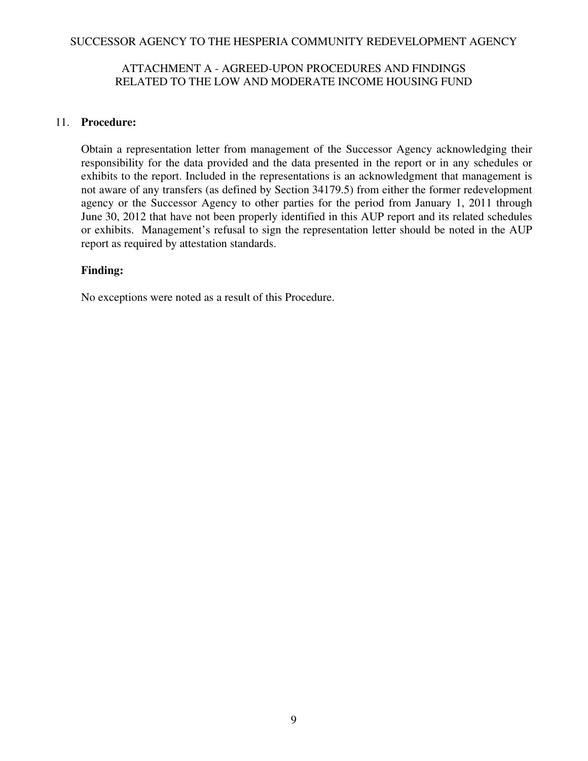SUCCESSOR AGENCY TO THE HESPERIA COMMUNITY REDEVELOPMENT AGENCY

ATTACHMENT A - AGREED-UPON PROCEDURES AND FINDINGS RELATED TO THE LOW AND MODERATE INCOME HOUSING FUND

11. **Procedure:**

    Obtain a representation letter from management of the Successor Agency acknowledging their responsibility for the data provided and the data presented in the report or in any schedules or exhibits to the report. Included in the representations is an acknowledgment that management is not aware of any transfers (as defined by Section 34179.5) from either the former redevelopment agency or the Successor Agency to other parties for the period from January 1, 2011 through June 30, 2012 that have not been properly identified in this AUP report and its related schedules or exhibits. Management's refusal to sign the representation letter should be noted in the AUP report as required by attestation standards.

    **Finding:**

    No exceptions were noted as a result of this Procedure.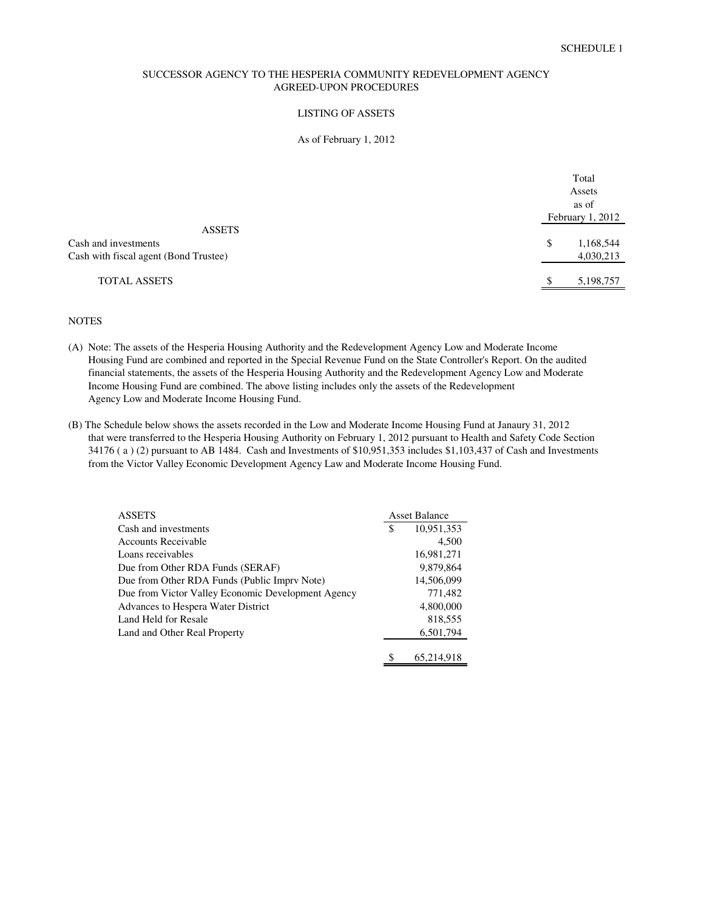SCHEDULE 1

# SUCCESSOR AGENCY TO THE HESPERIA COMMUNITY REDEVELOPMENT AGENCY
## AGREED-UPON PROCEDURES

### LISTING OF ASSETS

As of February 1, 2012

| | | Total Assets as of February 1, 2012 |
|---|---|---|
| ASSETS | | |
| Cash and investments | $ | 1,168,544 |
| Cash with fiscal agent (Bond Trustee) | | 4,030,213 |
| TOTAL ASSETS | $ | 5,198,757 |

NOTES

(A) Note: The assets of the Hesperia Housing Authority and the Redevelopment Agency Low and Moderate Income Housing Fund are combined and reported in the Special Revenue Fund on the State Controller's Report. On the audited financial statements, the assets of the Hesperia Housing Authority and the Redevelopment Agency Low and Moderate Income Housing Fund are combined. The above listing includes only the assets of the Redevelopment Agency Low and Moderate Income Housing Fund.

(B) The Schedule below shows the assets recorded in the Low and Moderate Income Housing Fund at Janaury 31, 2012 that were transferred to the Hesperia Housing Authority on February 1, 2012 pursuant to Health and Safety Code Section 34176 ( a ) (2) pursuant to AB 1484. Cash and Investments of $10,951,353 includes $1,103,437 of Cash and Investments from the Victor Valley Economic Development Agency Law and Moderate Income Housing Fund.

| ASSETS | | Asset Balance |
|---|---|---|
| Cash and investments | $ | 10,951,353 |
| Accounts Receivable | | 4,500 |
| Loans receivables | | 16,981,271 |
| Due from Other RDA Funds (SERAF) | | 9,879,864 |
| Due from Other RDA Funds (Public Imprv Note) | | 14,506,099 |
| Due from Victor Valley Economic Development Agency | | 771,482 |
| Advances to Hespera Water District | | 4,800,000 |
| Land Held for Resale | | 818,555 |
| Land and Other Real Property | | 6,501,794 |
| | $ | 65,214,918 |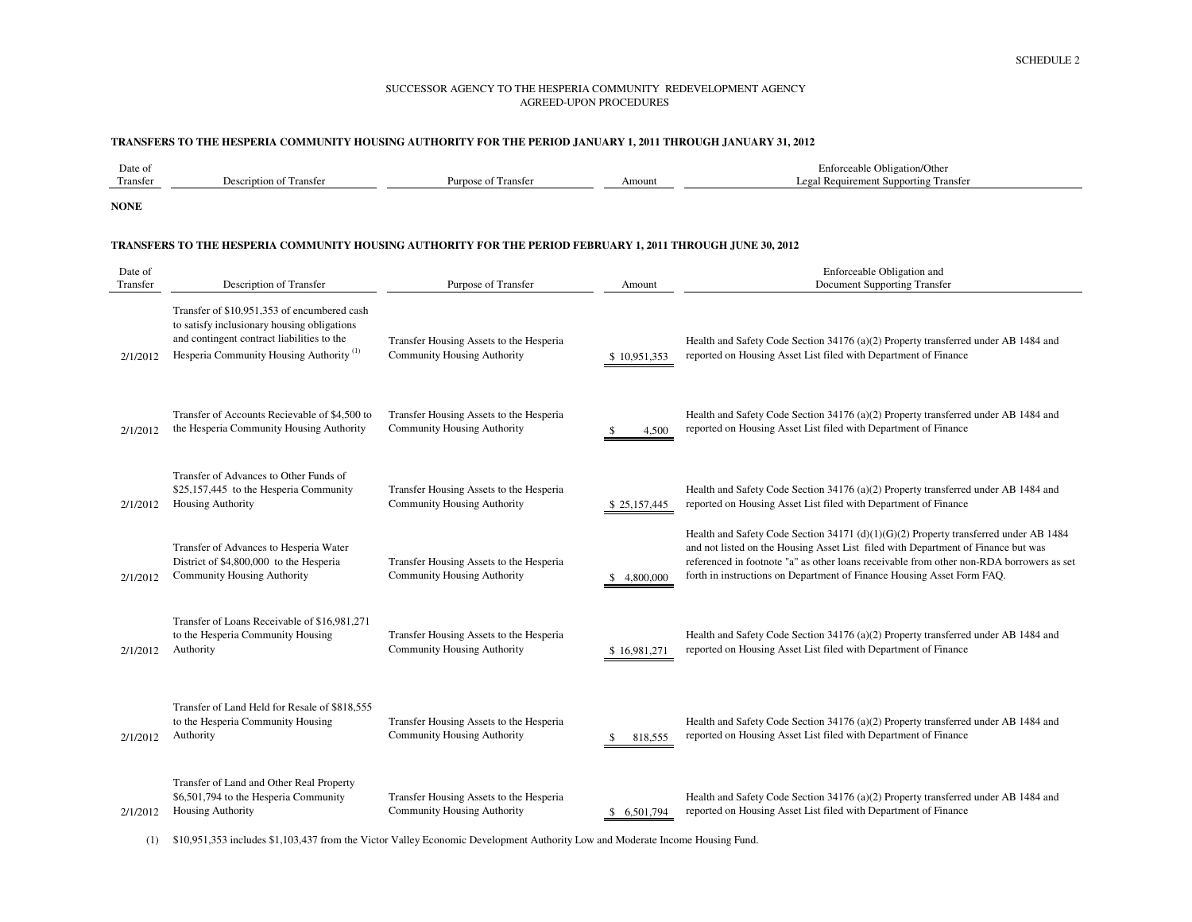SCHEDULE 2

SUCCESSOR AGENCY TO THE HESPERIA COMMUNITY REDEVELOPMENT AGENCY
AGREED-UPON PROCEDURES

**TRANSFERS TO THE HESPERIA COMMUNITY HOUSING AUTHORITY FOR THE PERIOD JANUARY 1, 2011 THROUGH JANUARY 31, 2012**

| Date of Transfer | Description of Transfer | Purpose of Transfer | Amount | Enforceable Obligation/Other Legal Requirement Supporting Transfer |
|---|---|---|---|---|
| **NONE** | | | | |

**TRANSFERS TO THE HESPERIA COMMUNITY HOUSING AUTHORITY FOR THE PERIOD FEBRUARY 1, 2011 THROUGH JUNE 30, 2012**

| Date of Transfer | Description of Transfer | Purpose of Transfer | Amount | Enforceable Obligation and Document Supporting Transfer |
|---|---|---|---|---|
| 2/1/2012 | Transfer of $10,951,353 of encumbered cash to satisfy inclusionary housing obligations and contingent contract liabilities to the Hesperia Community Housing Authority [(1)] | Transfer Housing Assets to the Hesperia Community Housing Authority | $ 10,951,353 | Health and Safety Code Section 34176 (a)(2) Property transferred under AB 1484 and reported on Housing Asset List filed with Department of Finance |
| 2/1/2012 | Transfer of Accounts Recievable of $4,500 to the Hesperia Community Housing Authority | Transfer Housing Assets to the Hesperia Community Housing Authority | $ 4,500 | Health and Safety Code Section 34176 (a)(2) Property transferred under AB 1484 and reported on Housing Asset List filed with Department of Finance |
| 2/1/2012 | Transfer of Advances to Other Funds of $25,157,445 to the Hesperia Community Housing Authority | Transfer Housing Assets to the Hesperia Community Housing Authority | $ 25,157,445 | Health and Safety Code Section 34176 (a)(2) Property transferred under AB 1484 and reported on Housing Asset List filed with Department of Finance |
| 2/1/2012 | Transfer of Advances to Hesperia Water District of $4,800,000 to the Hesperia Community Housing Authority | Transfer Housing Assets to the Hesperia Community Housing Authority | $ 4,800,000 | Health and Safety Code Section 34171 (d)(1)(G)(2) Property transferred under AB 1484 and not listed on the Housing Asset List filed with Department of Finance but was referenced in footnote "a" as other loans receivable from other non-RDA borrowers as set forth in instructions on Department of Finance Housing Asset Form FAQ. |
| 2/1/2012 | Transfer of Loans Receivable of $16,981,271 to the Hesperia Community Housing Authority | Transfer Housing Assets to the Hesperia Community Housing Authority | $ 16,981,271 | Health and Safety Code Section 34176 (a)(2) Property transferred under AB 1484 and reported on Housing Asset List filed with Department of Finance |
| 2/1/2012 | Transfer of Land Held for Resale of $818,555 to the Hesperia Community Housing Authority | Transfer Housing Assets to the Hesperia Community Housing Authority | $ 818,555 | Health and Safety Code Section 34176 (a)(2) Property transferred under AB 1484 and reported on Housing Asset List filed with Department of Finance |
| 2/1/2012 | Transfer of Land and Other Real Property $6,501,794 to the Hesperia Community Housing Authority | Transfer Housing Assets to the Hesperia Community Housing Authority | $ 6,501,794 | Health and Safety Code Section 34176 (a)(2) Property transferred under AB 1484 and reported on Housing Asset List filed with Department of Finance |

(1) $10,951,353 includes $1,103,437 from the Victor Valley Economic Development Authority Low and Moderate Income Housing Fund.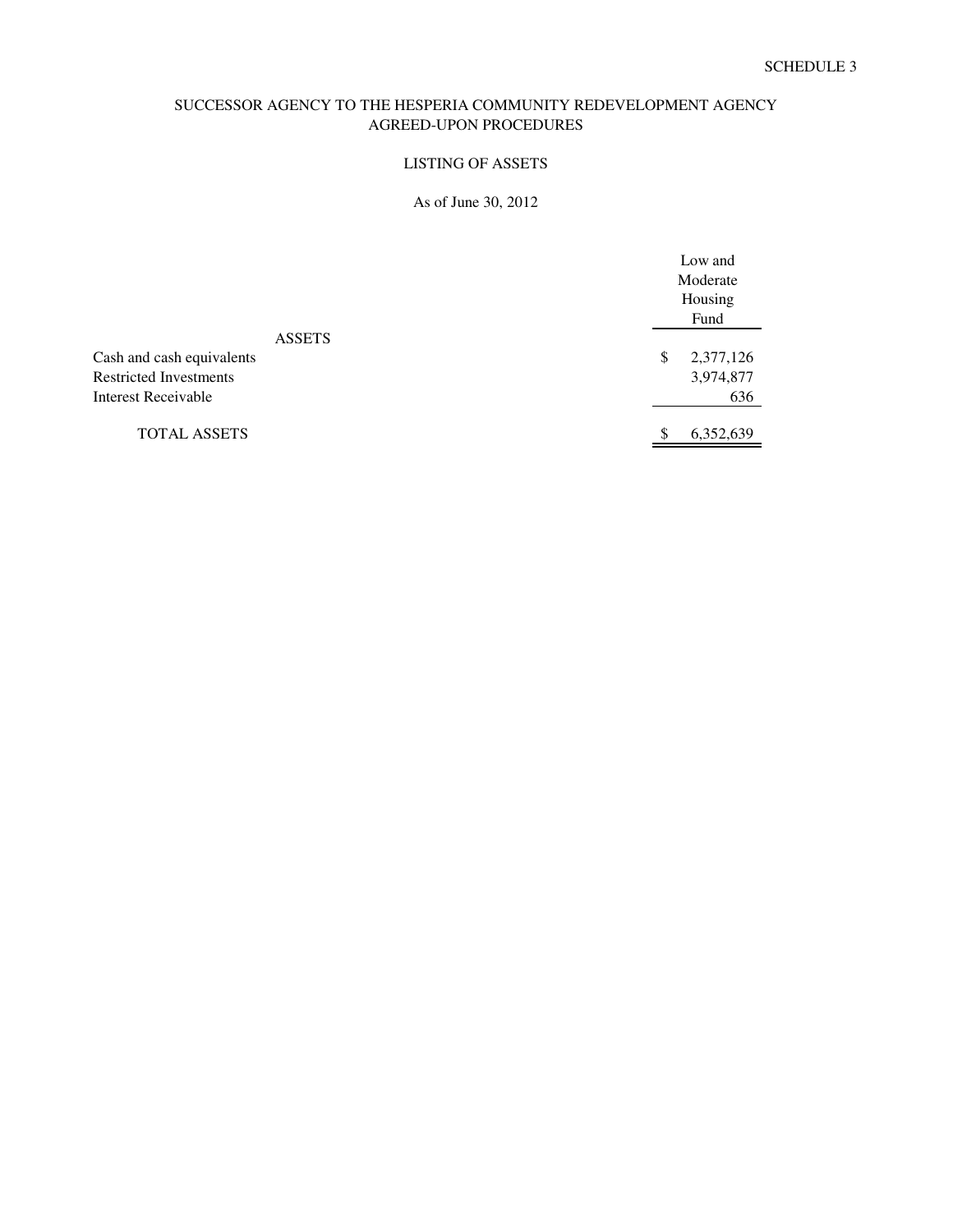SCHEDULE 3

# SUCCESSOR AGENCY TO THE HESPERIA COMMUNITY REDEVELOPMENT AGENCY
## AGREED-UPON PROCEDURES

### LISTING OF ASSETS

As of June 30, 2012

| | Low and Moderate Housing Fund |
|---|---|
| **ASSETS** | |
| Cash and cash equivalents | $ 2,377,126 |
| Restricted Investments | 3,974,877 |
| Interest Receivable | 636 |
| TOTAL ASSETS | $ 6,352,639 |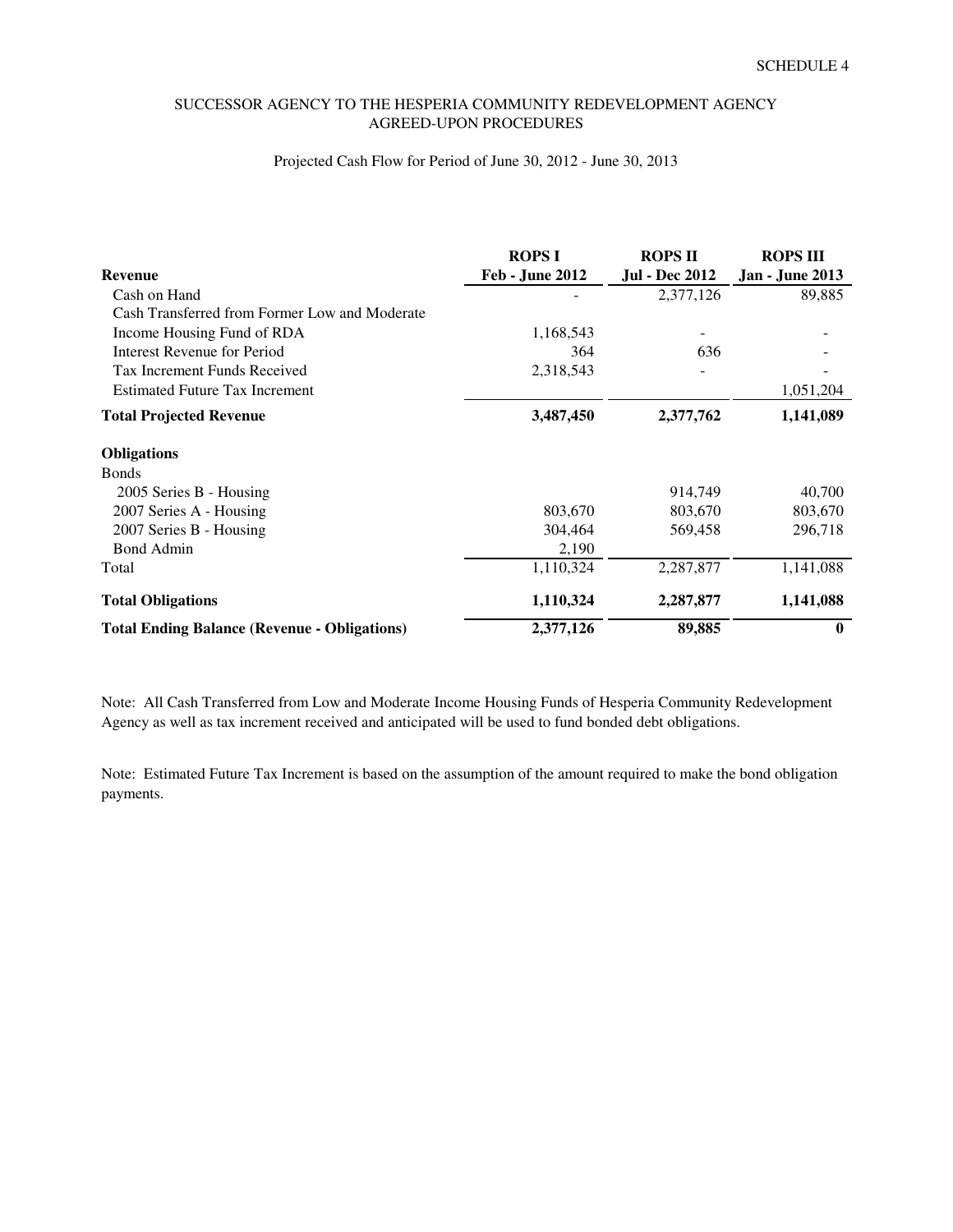SCHEDULE 4

SUCCESSOR AGENCY TO THE HESPERIA COMMUNITY REDEVELOPMENT AGENCY
AGREED-UPON PROCEDURES

Projected Cash Flow for Period of June 30, 2012 - June 30, 2013

| **Revenue** | **ROPS I Feb - June 2012** | **ROPS II Jul - Dec 2012** | **ROPS III Jan - June 2013** |
|---|---|---|---|
| Cash on Hand | - | 2,377,126 | 89,885 |
| Cash Transferred from Former Low and Moderate Income Housing Fund of RDA | 1,168,543 | - | - |
| Interest Revenue for Period | 364 | 636 | - |
| Tax Increment Funds Received | 2,318,543 | - | - |
| Estimated Future Tax Increment | | | 1,051,204 |
| **Total Projected Revenue** | **3,487,450** | **2,377,762** | **1,141,089** |
| **Obligations** | | | |
| Bonds | | | |
| 2005 Series B - Housing | | 914,749 | 40,700 |
| 2007 Series A - Housing | 803,670 | 803,670 | 803,670 |
| 2007 Series B - Housing | 304,464 | 569,458 | 296,718 |
| Bond Admin | 2,190 | | |
| Total | 1,110,324 | 2,287,877 | 1,141,088 |
| **Total Obligations** | **1,110,324** | **2,287,877** | **1,141,088** |
| **Total Ending Balance (Revenue - Obligations)** | **2,377,126** | **89,885** | **0** |

Note: All Cash Transferred from Low and Moderate Income Housing Funds of Hesperia Community Redevelopment Agency as well as tax increment received and anticipated will be used to fund bonded debt obligations.

Note: Estimated Future Tax Increment is based on the assumption of the amount required to make the bond obligation payments.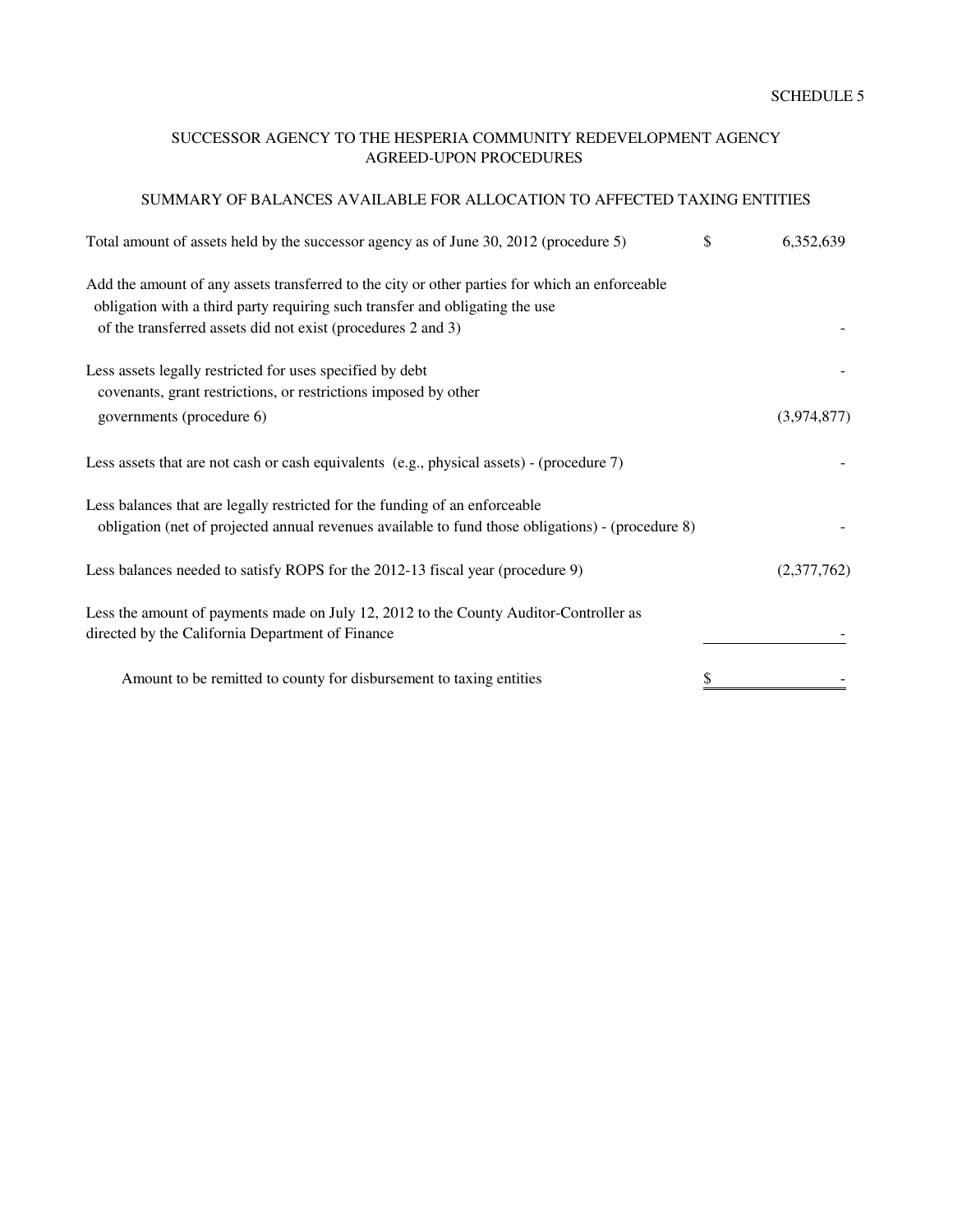SCHEDULE 5

## SUCCESSOR AGENCY TO THE HESPERIA COMMUNITY REDEVELOPMENT AGENCY
## AGREED-UPON PROCEDURES

### SUMMARY OF BALANCES AVAILABLE FOR ALLOCATION TO AFFECTED TAXING ENTITIES

| | | |
|---|---|---|
| Total amount of assets held by the successor agency as of June 30, 2012 (procedure 5) | $ | 6,352,639 |
| Add the amount of any assets transferred to the city or other parties for which an enforceable obligation with a third party requiring such transfer and obligating the use of the transferred assets did not exist (procedures 2 and 3) | | - |
| Less assets legally restricted for uses specified by debt covenants, grant restrictions, or restrictions imposed by other governments (procedure 6) | | - <br> (3,974,877) |
| Less assets that are not cash or cash equivalents (e.g., physical assets) - (procedure 7) | | - |
| Less balances that are legally restricted for the funding of an enforceable obligation (net of projected annual revenues available to fund those obligations) - (procedure 8) | | - |
| Less balances needed to satisfy ROPS for the 2012-13 fiscal year (procedure 9) | | (2,377,762) |
| Less the amount of payments made on July 12, 2012 to the County Auditor-Controller as directed by the California Department of Finance | | - |
| Amount to be remitted to county for disbursement to taxing entities | $ | - |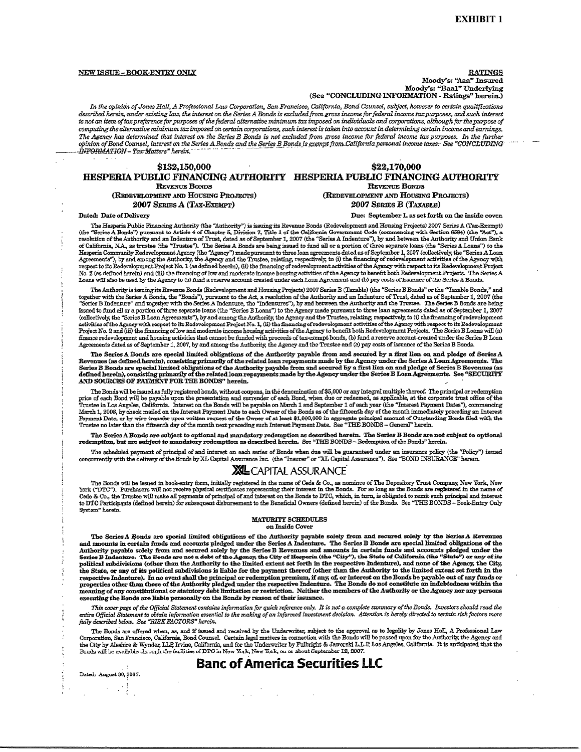**EXHIBIT 1**

NEW ISSUE - BOOK-ENTRY ONLY

**RATINGS**
Moody's: "Aaa" Insured
Moody's: "Baa1" Underlying
(See "**CONCLUDING INFORMATION - Ratings**" herein.)

*In the opinion of Jones Hall, A Professional Law Corporation, San Francisco, California, Bond Counsel, subject, however to certain qualifications described herein, under existing law, the interest on the Series A Bonds is excluded from gross income for federal income tax purposes, and such interest is not an item of tax preference for purposes of the federal alternative minimum tax imposed on individuals and corporations, although for the purpose of computing the alternative minimum tax imposed on certain corporations, such interest is taken into account in determining certain income and earnings. The Agency has determined that interest on the Series B Bonds is not excluded from gross income for federal income tax purposes. In the further opinion of Bond Counsel, interest on the Series A Bonds and the Series B Bonds is exempt from California personal income taxes. See "CONCLUDING INFORMATION – Tax Matters" herein.*

| **$132,150,000** | **$22,170,000** |
|---|---|
| **HESPERIA PUBLIC FINANCING AUTHORITY** | **HESPERIA PUBLIC FINANCING AUTHORITY** |
| **REVENUE BONDS** | **REVENUE BONDS** |
| **(REDEVELOPMENT AND HOUSING PROJECTS)** | **(REDEVELOPMENT AND HOUSING PROJECTS)** |
| **2007 SERIES A (TAX-EXEMPT)** | **2007 SERIES B (TAXABLE)** |

**Dated: Date of Delivery** **Due: September 1, as set forth on the inside cover.**

The Hesperia Public Financing Authority (the "Authority") is issuing its Revenue Bonds (Redevelopment and Housing Projects) 2007 Series A (Tax-Exempt) (the "Series A Bonds") pursuant to Article 4 of Chapter 5, Division 7, Title 1 of the California Government Code (commencing with Section 6584) (the "Act"), a resolution of the Authority and an Indenture of Trust, dated as of September 1, 2007 (the "Series A Indenture"), by and between the Authority and Union Bank of California, N.A., as trustee (the "Trustee"). The Series A Bonds are being issued to fund all or a portion of three separate loans (the "Series A Loans") to the Hesperia Community Redevelopment Agency (the "Agency") made pursuant to three loan agreements dated as of September 1, 2007 (collectively, the "Series A Loan Agreements"), by and among the Authority, the Agency and the Trustee, relating, respectively, to (i) the financing of redevelopment activities of the Agency with respect to its Redevelopment Project No. 1 (as defined herein), (ii) the financing of redevelopment activities of the Agency with respect to its Redevelopment Project No. 2 (as defined herein) and (iii) the financing of low and moderate income housing activities of the Agency to benefit both Redevelopment Projects. The Series A Loans will also be used by the Agency to (a) fund a reserve account created under each Loan Agreement and (b) pay costs of issuance of the Series A Bonds.

The Authority is issuing its Revenue Bonds (Redevelopment and Housing Projects) 2007 Series B (Taxable) (the "Series B Bonds" or the "Taxable Bonds," and together with the Series A Bonds, the "Bonds"), pursuant to the Act, a resolution of the Authority and an Indenture of Trust, dated as of September 1, 2007 (the "Series B Indenture" and together with the Series A Indenture, the "Indentures"), by and between the Authority and the Trustee. The Series B Bonds are being issued to fund all or a portion of three separate loans (the "Series B Loans") to the Agency made pursuant to three loan agreements dated as of September 1, 2007 (collectively, the "Series B Loan Agreements"), by and among the Authority, the Agency and the Trustee, relating, respectively, to (i) the financing of redevelopment activities of the Agency with respect to its Redevelopment Project No. 1, (ii) the financing of redevelopment activities of the Agency with respect to its Redevelopment Project No. 2 and (iii) the financing of low and moderate income housing activities of the Agency to benefit both Redevelopment Projects. The Series B Loans will (a) finance redevelopment and housing activities that cannot be funded with proceeds of tax-exempt bonds, (b) fund a reserve account created under the Series B Loan Agreements dated as of September 1, 2007, by and among the Authority, the Agency and the Trustee and (c) pay costs of issuance of the Series B Bonds.

**The Series A Bonds are special limited obligations of the Authority payable from and secured by a first lien on and pledge of Series A Revenues (as defined herein), consisting primarily of the related loan repayments made by the Agency under the Series A Loan Agreements. The Series B Bonds are special limited obligations of the Authority payable from and secured by a first lien on and pledge of Series B Revenues (as defined herein), consisting primarily of the related loan repayments made by the Agency under the Series B Loan Agreements. See "SECURITY AND SOURCES OF PAYMENT FOR THE BONDS" herein.**

The Bonds will be issued as fully registered bonds, without coupons, in the denomination of $5,000 or any integral multiple thereof. The principal or redemption price of each Bond will be payable upon the presentation and surrender of each Bond, when due or redeemed, as applicable, at the corporate trust office of the Trustee in Los Angeles, California. Interest on the Bonds will be payable on March 1 and September 1 of each year (the "Interest Payment Dates"), commencing March 1, 2008, by check mailed on the Interest Payment Date to each Owner of the Bonds as of the fifteenth day of the month immediately preceding an Interest Payment Date, or by wire transfer upon written request of the Owner of at least $1,000,000 in aggregate principal amount of Outstanding Bonds filed with the Trustee no later than the fifteenth day of the month next preceding such Interest Payment Date. See "THE BONDS – General" herein.

**The Series A Bonds are subject to optional and mandatory redemption as described herein. The Series B Bonds are not subject to optional redemption, but are subject to mandatory redemption as described herein.** See "THE BONDS – Redemption of the Bonds" herein.

The scheduled payment of principal of and interest on each series of Bonds when due will be guaranteed under an insurance policy (the "Policy") issued concurrently with the delivery of the Bonds by XL Capital Assurance Inc. (the "Insurer" or "XL Capital Assurance"). See "BOND INSURANCE" herein.

**XL CAPITAL ASSURANCE**

The Bonds will be issued in book-entry form, initially registered in the name of Cede & Co., as nominee of The Depository Trust Company, New York, New York ("DTC"). Purchasers will not receive physical certificates representing their interest in the Bonds. For so long as the Bonds are registered in the name of Cede & Co., the Trustee will make all payments of principal of and interest on the Bonds to DTC, which, in turn, is obligated to remit such principal and interest to DTC Participants (defined herein) for subsequent disbursement to the Beneficial Owners (defined herein) of the Bonds. See "THE BONDS – Book-Entry Only System" herein.

**MATURITY SCHEDULES**
**on Inside Cover**

**The Series A Bonds are special limited obligations of the Authority payable solely from and secured solely by the Series A Revenues and amounts in certain funds and accounts pledged under the Series A Indenture. The Series B Bonds are special limited obligations of the Authority payable solely from and secured solely by the Series B Revenues and amounts in certain funds and accounts pledged under the Series B Indenture. The Bonds are not a debt of the Agency, the City of Hesperia (the "City"), the State of California (the "State") or any of its political subdivisions (other than the Authority to the limited extent set forth in the respective Indenture), and none of the Agency, the City, the State, or any of its political subdivisions is liable for the payment thereof (other than the Authority to the limited extent set forth in the respective Indenture). In no event shall the principal or redemption premium, if any, of, or interest on the Bonds be payable out of any funds or properties other than those of the Authority pledged under the respective Indenture. The Bonds do not constitute an indebtedness within the meaning of any constitutional or statutory debt limitation or restriction. Neither the members of the Authority or the Agency nor any persons executing the Bonds are liable personally on the Bonds by reason of their issuance.**

*This cover page of the Official Statement contains information for quick reference only. It is not a complete summary of the Bonds. Investors should read the entire Official Statement to obtain information essential to the making of an informed investment decision. Attention is hereby directed to certain risk factors more fully described below. See "RISK FACTORS" herein.*

The Bonds are offered when, as, and if issued and received by the Underwriter, subject to the approval as to legality by Jones Hall, A Professional Law Corporation, San Francisco, California, Bond Counsel. Certain legal matters in connection with the Bonds will be passed upon for the Authority, the Agency and the City by Aleshire & Wynder, LLP, Irvine, California, and for the Underwriter by Fulbright & Jaworski L.L.P., Los Angeles, California. It is anticipated that the Bonds will be available through the facilities of DTC in New York, New York, on or about September 12, 2007.

**Banc of America Securities LLC**

Dated: August 30, 2007.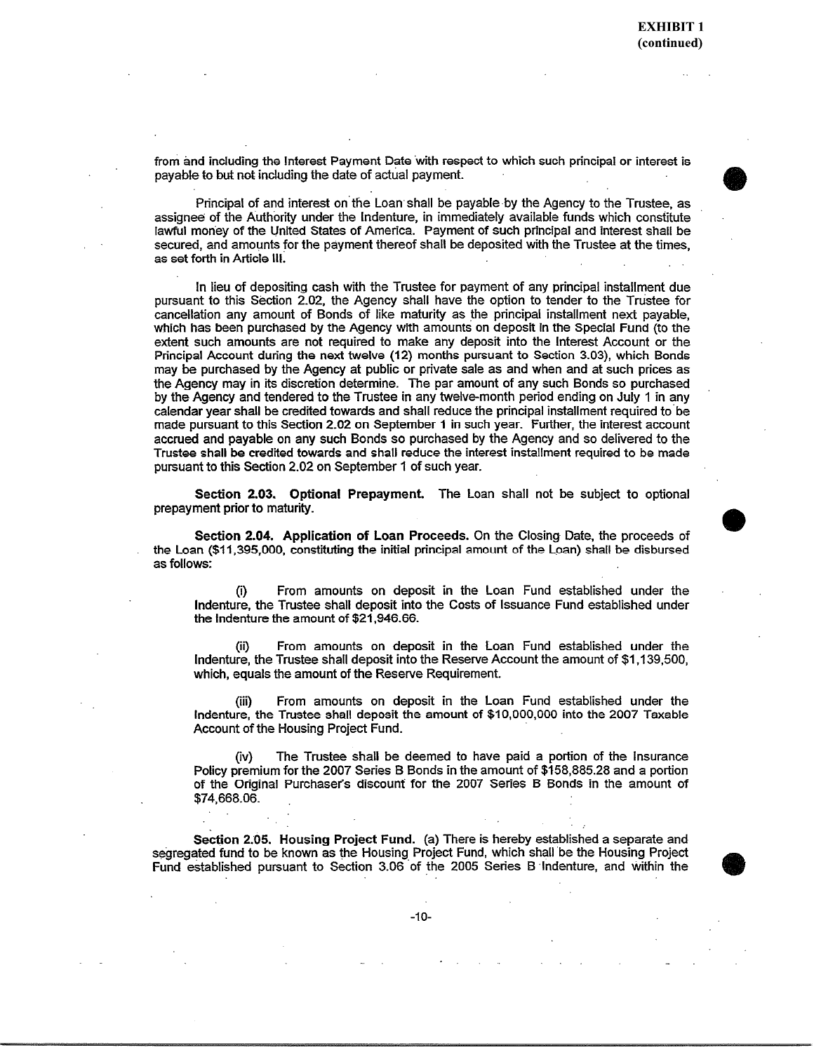from and including the Interest Payment Date with respect to which such principal or interest is payable to but not including the date of actual payment.

Principal of and interest on the Loan shall be payable by the Agency to the Trustee, as assignee of the Authority under the Indenture, in immediately available funds which constitute lawful money of the United States of America. Payment of such principal and interest shall be secured, and amounts for the payment thereof shall be deposited with the Trustee at the times, as set forth in Article III.

In lieu of depositing cash with the Trustee for payment of any principal installment due pursuant to this Section 2.02, the Agency shall have the option to tender to the Trustee for cancellation any amount of Bonds of like maturity as the principal installment next payable, which has been purchased by the Agency with amounts on deposit in the Special Fund (to the extent such amounts are not required to make any deposit into the Interest Account or the Principal Account during the next twelve (12) months pursuant to Section 3.03), which Bonds may be purchased by the Agency at public or private sale as and when and at such prices as the Agency may in its discretion determine. The par amount of any such Bonds so purchased by the Agency and tendered to the Trustee in any twelve-month period ending on July 1 in any calendar year shall be credited towards and shall reduce the principal installment required to be made pursuant to this Section 2.02 on September 1 in such year. Further, the interest account accrued and payable on any such Bonds so purchased by the Agency and so delivered to the Trustee shall be credited towards and shall reduce the interest installment required to be made pursuant to this Section 2.02 on September 1 of such year.

**Section 2.03. Optional Prepayment.** The Loan shall not be subject to optional prepayment prior to maturity.

**Section 2.04. Application of Loan Proceeds.** On the Closing Date, the proceeds of the Loan ($11,395,000, constituting the initial principal amount of the Loan) shall be disbursed as follows:

(i) From amounts on deposit in the Loan Fund established under the Indenture, the Trustee shall deposit into the Costs of Issuance Fund established under the Indenture the amount of $21,946.66.

(ii) From amounts on deposit in the Loan Fund established under the Indenture, the Trustee shall deposit into the Reserve Account the amount of $1,139,500, which, equals the amount of the Reserve Requirement.

(iii) From amounts on deposit in the Loan Fund established under the Indenture, the Trustee shall deposit the amount of $10,000,000 into the 2007 Taxable Account of the Housing Project Fund.

(iv) The Trustee shall be deemed to have paid a portion of the Insurance Policy premium for the 2007 Series B Bonds in the amount of $158,885.28 and a portion of the Original Purchaser's discount for the 2007 Series B Bonds in the amount of $74,668.06.

**Section 2.05. Housing Project Fund.** (a) There is hereby established a separate and segregated fund to be known as the Housing Project Fund, which shall be the Housing Project Fund established pursuant to Section 3.06 of the 2005 Series B Indenture, and within the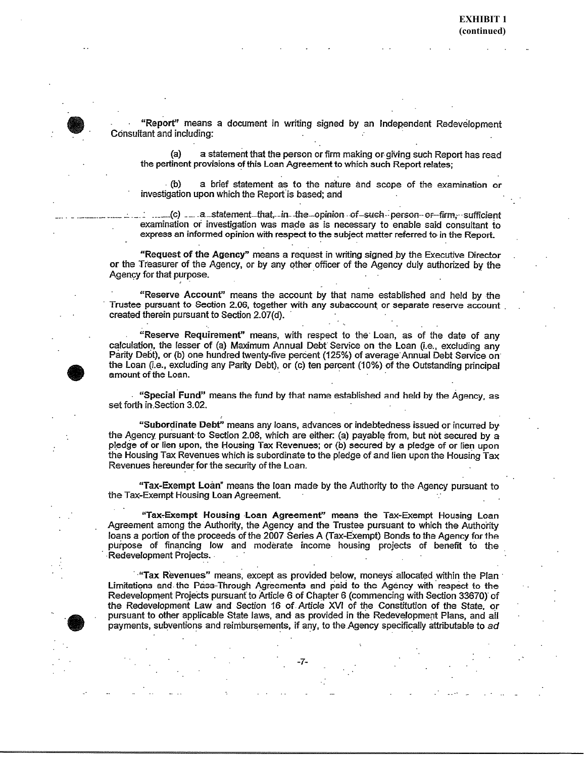**EXHIBIT 1**
**(continued)**

**"Report"** means a document in writing signed by an Independent Redevelopment Consultant and including:

(a) a statement that the person or firm making or giving such Report has read the pertinent provisions of this Loan Agreement to which such Report relates;

(b) a brief statement as to the nature and scope of the examination or investigation upon which the Report is based; and

(c) a statement that, in the opinion of such person or firm, sufficient examination or investigation was made as is necessary to enable said consultant to express an informed opinion with respect to the subject matter referred to in the Report.

**"Request of the Agency"** means a request in writing signed by the Executive Director or the Treasurer of the Agency, or by any other officer of the Agency duly authorized by the Agency for that purpose.

**"Reserve Account"** means the account by that name established and held by the Trustee pursuant to Section 2.06, together with any subaccount or separate reserve account created therein pursuant to Section 2.07(d).

**"Reserve Requirement"** means, with respect to the Loan, as of the date of any calculation, the lesser of (a) Maximum Annual Debt Service on the Loan (i.e., excluding any Parity Debt), or (b) one hundred twenty-five percent (125%) of average Annual Debt Service on the Loan (i.e., excluding any Parity Debt), or (c) ten percent (10%) of the Outstanding principal amount of the Loan.

**"Special Fund"** means the fund by that name established and held by the Agency, as set forth in Section 3.02.

**"Subordinate Debt"** means any loans, advances or indebtedness issued or incurred by the Agency pursuant to Section 2.08, which are either: (a) payable from, but not secured by a pledge of or lien upon, the Housing Tax Revenues; or (b) secured by a pledge of or lien upon the Housing Tax Revenues which is subordinate to the pledge of and lien upon the Housing Tax Revenues hereunder for the security of the Loan.

**"Tax-Exempt Loan"** means the loan made by the Authority to the Agency pursuant to the Tax-Exempt Housing Loan Agreement.

**"Tax-Exempt Housing Loan Agreement"** means the Tax-Exempt Housing Loan Agreement among the Authority, the Agency and the Trustee pursuant to which the Authority loans a portion of the proceeds of the 2007 Series A (Tax-Exempt) Bonds to the Agency for the purpose of financing low and moderate income housing projects of benefit to the Redevelopment Projects.

**"Tax Revenues"** means, except as provided below, moneys allocated within the Plan Limitations and the Pass-Through Agreements and paid to the Agency with respect to the Redevelopment Projects pursuant to Article 6 of Chapter 6 (commencing with Section 33670) of the Redevelopment Law and Section 16 of Article XVI of the Constitution of the State, or pursuant to other applicable State laws, and as provided in the Redevelopment Plans, and all payments, subventions and reimbursements, if any, to the Agency specifically attributable to *ad*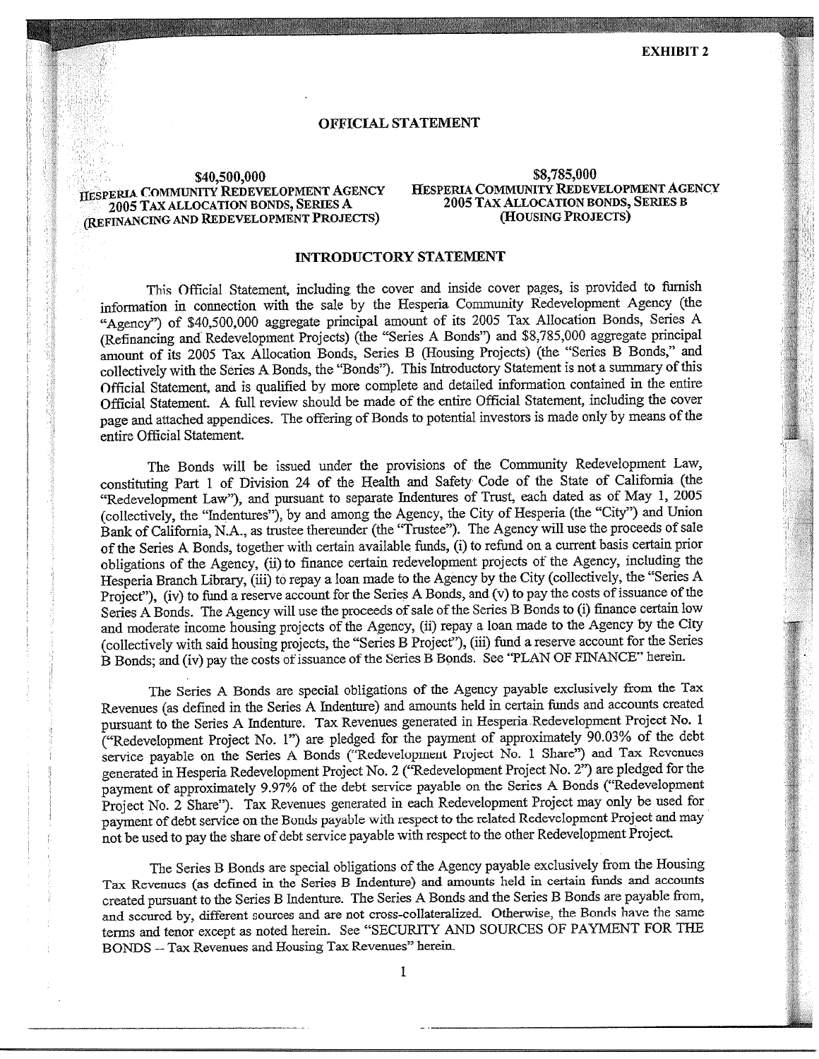EXHIBIT 2

# OFFICIAL STATEMENT

**$40,500,000**
**HESPERIA COMMUNITY REDEVELOPMENT AGENCY**
**2005 TAX ALLOCATION BONDS, SERIES A**
**(REFINANCING AND REDEVELOPMENT PROJECTS)**

**$8,785,000**
**HESPERIA COMMUNITY REDEVELOPMENT AGENCY**
**2005 TAX ALLOCATION BONDS, SERIES B**
**(HOUSING PROJECTS)**

## INTRODUCTORY STATEMENT

This Official Statement, including the cover and inside cover pages, is provided to furnish information in connection with the sale by the Hesperia Community Redevelopment Agency (the "Agency") of $40,500,000 aggregate principal amount of its 2005 Tax Allocation Bonds, Series A (Refinancing and Redevelopment Projects) (the "Series A Bonds") and $8,785,000 aggregate principal amount of its 2005 Tax Allocation Bonds, Series B (Housing Projects) (the "Series B Bonds," and collectively with the Series A Bonds, the "Bonds"). This Introductory Statement is not a summary of this Official Statement, and is qualified by more complete and detailed information contained in the entire Official Statement. A full review should be made of the entire Official Statement, including the cover page and attached appendices. The offering of Bonds to potential investors is made only by means of the entire Official Statement.

The Bonds will be issued under the provisions of the Community Redevelopment Law, constituting Part 1 of Division 24 of the Health and Safety Code of the State of California (the "Redevelopment Law"), and pursuant to separate Indentures of Trust, each dated as of May 1, 2005 (collectively, the "Indentures"), by and among the Agency, the City of Hesperia (the "City") and Union Bank of California, N.A., as trustee thereunder (the "Trustee"). The Agency will use the proceeds of sale of the Series A Bonds, together with certain available funds, (i) to refund on a current basis certain prior obligations of the Agency, (ii) to finance certain redevelopment projects of the Agency, including the Hesperia Branch Library, (iii) to repay a loan made to the Agency by the City (collectively, the "Series A Project"), (iv) to fund a reserve account for the Series A Bonds, and (v) to pay the costs of issuance of the Series A Bonds. The Agency will use the proceeds of sale of the Series B Bonds to (i) finance certain low and moderate income housing projects of the Agency, (ii) repay a loan made to the Agency by the City (collectively with said housing projects, the "Series B Project"), (iii) fund a reserve account for the Series B Bonds; and (iv) pay the costs of issuance of the Series B Bonds. See "PLAN OF FINANCE" herein.

The Series A Bonds are special obligations of the Agency payable exclusively from the Tax Revenues (as defined in the Series A Indenture) and amounts held in certain funds and accounts created pursuant to the Series A Indenture. Tax Revenues generated in Hesperia Redevelopment Project No. 1 ("Redevelopment Project No. 1") are pledged for the payment of approximately 90.03% of the debt service payable on the Series A Bonds ("Redevelopment Project No. 1 Share") and Tax Revenues generated in Hesperia Redevelopment Project No. 2 ("Redevelopment Project No. 2") are pledged for the payment of approximately 9.97% of the debt service payable on the Series A Bonds ("Redevelopment Project No. 2 Share"). Tax Revenues generated in each Redevelopment Project may only be used for payment of debt service on the Bonds payable with respect to the related Redevelopment Project and may not be used to pay the share of debt service payable with respect to the other Redevelopment Project.

The Series B Bonds are special obligations of the Agency payable exclusively from the Housing Tax Revenues (as defined in the Series B Indenture) and amounts held in certain funds and accounts created pursuant to the Series B Indenture. The Series A Bonds and the Series B Bonds are payable from, and secured by, different sources and are not cross-collateralized. Otherwise, the Bonds have the same terms and tenor except as noted herein. See "SECURITY AND SOURCES OF PAYMENT FOR THE BONDS -- Tax Revenues and Housing Tax Revenues" herein.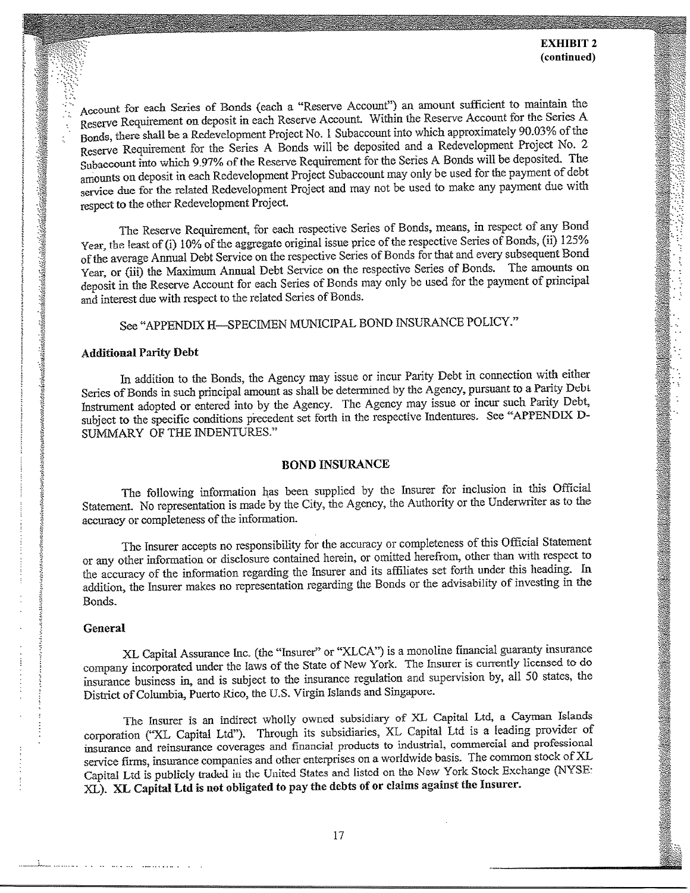**EXHIBIT 2**
**(continued)**

Account for each Series of Bonds (each a "Reserve Account") an amount sufficient to maintain the Reserve Requirement on deposit in each Reserve Account. Within the Reserve Account for the Series A Bonds, there shall be a Redevelopment Project No. 1 Subaccount into which approximately 90.03% of the Reserve Requirement for the Series A Bonds will be deposited and a Redevelopment Project No. 2 Subaccount into which 9.97% of the Reserve Requirement for the Series A Bonds will be deposited. The amounts on deposit in each Redevelopment Project Subaccount may only be used for the payment of debt service due for the related Redevelopment Project and may not be used to make any payment due with respect to the other Redevelopment Project.

The Reserve Requirement, for each respective Series of Bonds, means, in respect of any Bond Year, the least of (i) 10% of the aggregate original issue price of the respective Series of Bonds, (ii) 125% of the average Annual Debt Service on the respective Series of Bonds for that and every subsequent Bond Year, or (iii) the Maximum Annual Debt Service on the respective Series of Bonds. The amounts on deposit in the Reserve Account for each Series of Bonds may only be used for the payment of principal and interest due with respect to the related Series of Bonds.

See "APPENDIX H—SPECIMEN MUNICIPAL BOND INSURANCE POLICY."

### Additional Parity Debt

In addition to the Bonds, the Agency may issue or incur Parity Debt in connection with either Series of Bonds in such principal amount as shall be determined by the Agency, pursuant to a Parity Debt Instrument adopted or entered into by the Agency. The Agency may issue or incur such Parity Debt, subject to the specific conditions precedent set forth in the respective Indentures. See "APPENDIX D-SUMMARY OF THE INDENTURES."

## BOND INSURANCE

The following information has been supplied by the Insurer for inclusion in this Official Statement. No representation is made by the City, the Agency, the Authority or the Underwriter as to the accuracy or completeness of the information.

The Insurer accepts no responsibility for the accuracy or completeness of this Official Statement or any other information or disclosure contained herein, or omitted herefrom, other than with respect to the accuracy of the information regarding the Insurer and its affiliates set forth under this heading. In addition, the Insurer makes no representation regarding the Bonds or the advisability of investing in the Bonds.

### General

XL Capital Assurance Inc. (the "Insurer" or "XLCA") is a monoline financial guaranty insurance company incorporated under the laws of the State of New York. The Insurer is currently licensed to do insurance business in, and is subject to the insurance regulation and supervision by, all 50 states, the District of Columbia, Puerto Rico, the U.S. Virgin Islands and Singapore.

The Insurer is an indirect wholly owned subsidiary of XL Capital Ltd, a Cayman Islands corporation ("XL Capital Ltd"). Through its subsidiaries, XL Capital Ltd is a leading provider of insurance and reinsurance coverages and financial products to industrial, commercial and professional service firms, insurance companies and other enterprises on a worldwide basis. The common stock of XL Capital Ltd is publicly traded in the United States and listed on the New York Stock Exchange (NYSE: XL). **XL Capital Ltd is not obligated to pay the debts of or claims against the Insurer.**